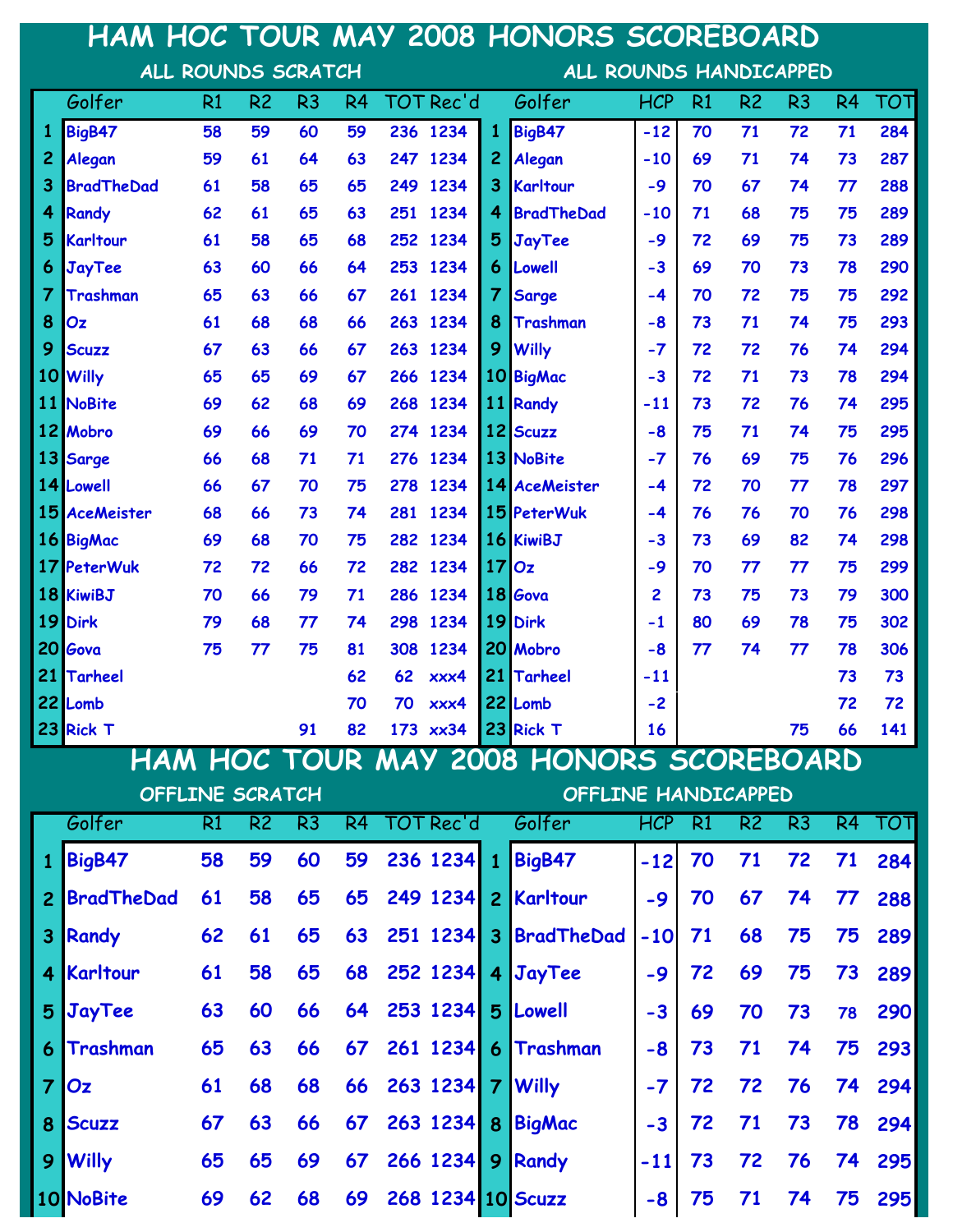# HAM HOC TOUR MAY 2008 HONORS SCOREBOARD

## ALL ROUNDS SCRATCH

| | Golfer | R1 | R2 | R3 | R4 | TOT | Rec'd |
|---|---|---|---|---|---|---|---|
| 1 | BigB47 | 58 | 59 | 60 | 59 | 236 | 1234 |
| 2 | Alegan | 59 | 61 | 64 | 63 | 247 | 1234 |
| 3 | BradTheDad | 61 | 58 | 65 | 65 | 249 | 1234 |
| 4 | Randy | 62 | 61 | 65 | 63 | 251 | 1234 |
| 5 | Karltour | 61 | 58 | 65 | 68 | 252 | 1234 |
| 6 | JayTee | 63 | 60 | 66 | 64 | 253 | 1234 |
| 7 | Trashman | 65 | 63 | 66 | 67 | 261 | 1234 |
| 8 | Oz | 61 | 68 | 68 | 66 | 263 | 1234 |
| 9 | Scuzz | 67 | 63 | 66 | 67 | 263 | 1234 |
| 10 | Willy | 65 | 65 | 69 | 67 | 266 | 1234 |
| 11 | NoBite | 69 | 62 | 68 | 69 | 268 | 1234 |
| 12 | Mobro | 69 | 66 | 69 | 70 | 274 | 1234 |
| 13 | Sarge | 66 | 68 | 71 | 71 | 276 | 1234 |
| 14 | Lowell | 66 | 67 | 70 | 75 | 278 | 1234 |
| 15 | AceMeister | 68 | 66 | 73 | 74 | 281 | 1234 |
| 16 | BigMac | 69 | 68 | 70 | 75 | 282 | 1234 |
| 17 | PeterWuk | 72 | 72 | 66 | 72 | 282 | 1234 |
| 18 | KiwiBJ | 70 | 66 | 79 | 71 | 286 | 1234 |
| 19 | Dirk | 79 | 68 | 77 | 74 | 298 | 1234 |
| 20 | Gova | 75 | 77 | 75 | 81 | 308 | 1234 |
| 21 | Tarheel | | | | 62 | 62 | xxx4 |
| 22 | Lomb | | | | 70 | 70 | xxx4 |
| 23 | Rick T | | | 91 | 82 | 173 | xx34 |

## ALL ROUNDS HANDICAPPED

| | Golfer | HCP | R1 | R2 | R3 | R4 | TOT |
|---|---|---|---|---|---|---|---|
| 1 | BigB47 | -12 | 70 | 71 | 72 | 71 | 284 |
| 2 | Alegan | -10 | 69 | 71 | 74 | 73 | 287 |
| 3 | Karltour | -9 | 70 | 67 | 74 | 77 | 288 |
| 4 | BradTheDad | -10 | 71 | 68 | 75 | 75 | 289 |
| 5 | JayTee | -9 | 72 | 69 | 75 | 73 | 289 |
| 6 | Lowell | -3 | 69 | 70 | 73 | 78 | 290 |
| 7 | Sarge | -4 | 70 | 72 | 75 | 75 | 292 |
| 8 | Trashman | -8 | 73 | 71 | 74 | 75 | 293 |
| 9 | Willy | -7 | 72 | 72 | 76 | 74 | 294 |
| 10 | BigMac | -3 | 72 | 71 | 73 | 78 | 294 |
| 11 | Randy | -11 | 73 | 72 | 76 | 74 | 295 |
| 12 | Scuzz | -8 | 75 | 71 | 74 | 75 | 295 |
| 13 | NoBite | -7 | 76 | 69 | 75 | 76 | 296 |
| 14 | AceMeister | -4 | 72 | 70 | 77 | 78 | 297 |
| 15 | PeterWuk | -4 | 76 | 76 | 70 | 76 | 298 |
| 16 | KiwiBJ | -3 | 73 | 69 | 82 | 74 | 298 |
| 17 | Oz | -9 | 70 | 77 | 77 | 75 | 299 |
| 18 | Gova | 2 | 73 | 75 | 73 | 79 | 300 |
| 19 | Dirk | -1 | 80 | 69 | 78 | 75 | 302 |
| 20 | Mobro | -8 | 77 | 74 | 77 | 78 | 306 |
| 21 | Tarheel | -11 | | | | 73 | 73 |
| 22 | Lomb | -2 | | | | 72 | 72 |
| 23 | Rick T | 16 | | | 75 | 66 | 141 |

# HAM HOC TOUR MAY 2008 HONORS SCOREBOARD

## OFFLINE SCRATCH

| | Golfer | R1 | R2 | R3 | R4 | TOT | Rec'd |
|---|---|---|---|---|---|---|---|
| 1 | BigB47 | 58 | 59 | 60 | 59 | 236 | 1234 |
| 2 | BradTheDad | 61 | 58 | 65 | 65 | 249 | 1234 |
| 3 | Randy | 62 | 61 | 65 | 63 | 251 | 1234 |
| 4 | Karltour | 61 | 58 | 65 | 68 | 252 | 1234 |
| 5 | JayTee | 63 | 60 | 66 | 64 | 253 | 1234 |
| 6 | Trashman | 65 | 63 | 66 | 67 | 261 | 1234 |
| 7 | Oz | 61 | 68 | 68 | 66 | 263 | 1234 |
| 8 | Scuzz | 67 | 63 | 66 | 67 | 263 | 1234 |
| 9 | Willy | 65 | 65 | 69 | 67 | 266 | 1234 |
| 10 | NoBite | 69 | 62 | 68 | 69 | 268 | 1234 |

## OFFLINE HANDICAPPED

| | Golfer | HCP | R1 | R2 | R3 | R4 | TOT |
|---|---|---|---|---|---|---|---|
| 1 | BigB47 | -12 | 70 | 71 | 72 | 71 | 284 |
| 2 | Karltour | -9 | 70 | 67 | 74 | 77 | 288 |
| 3 | BradTheDad | -10 | 71 | 68 | 75 | 75 | 289 |
| 4 | JayTee | -9 | 72 | 69 | 75 | 73 | 289 |
| 5 | Lowell | -3 | 69 | 70 | 73 | 78 | 290 |
| 6 | Trashman | -8 | 73 | 71 | 74 | 75 | 293 |
| 7 | Willy | -7 | 72 | 72 | 76 | 74 | 294 |
| 8 | BigMac | -3 | 72 | 71 | 73 | 78 | 294 |
| 9 | Randy | -11 | 73 | 72 | 76 | 74 | 295 |
| 10 | Scuzz | -8 | 75 | 71 | 74 | 75 | 295 |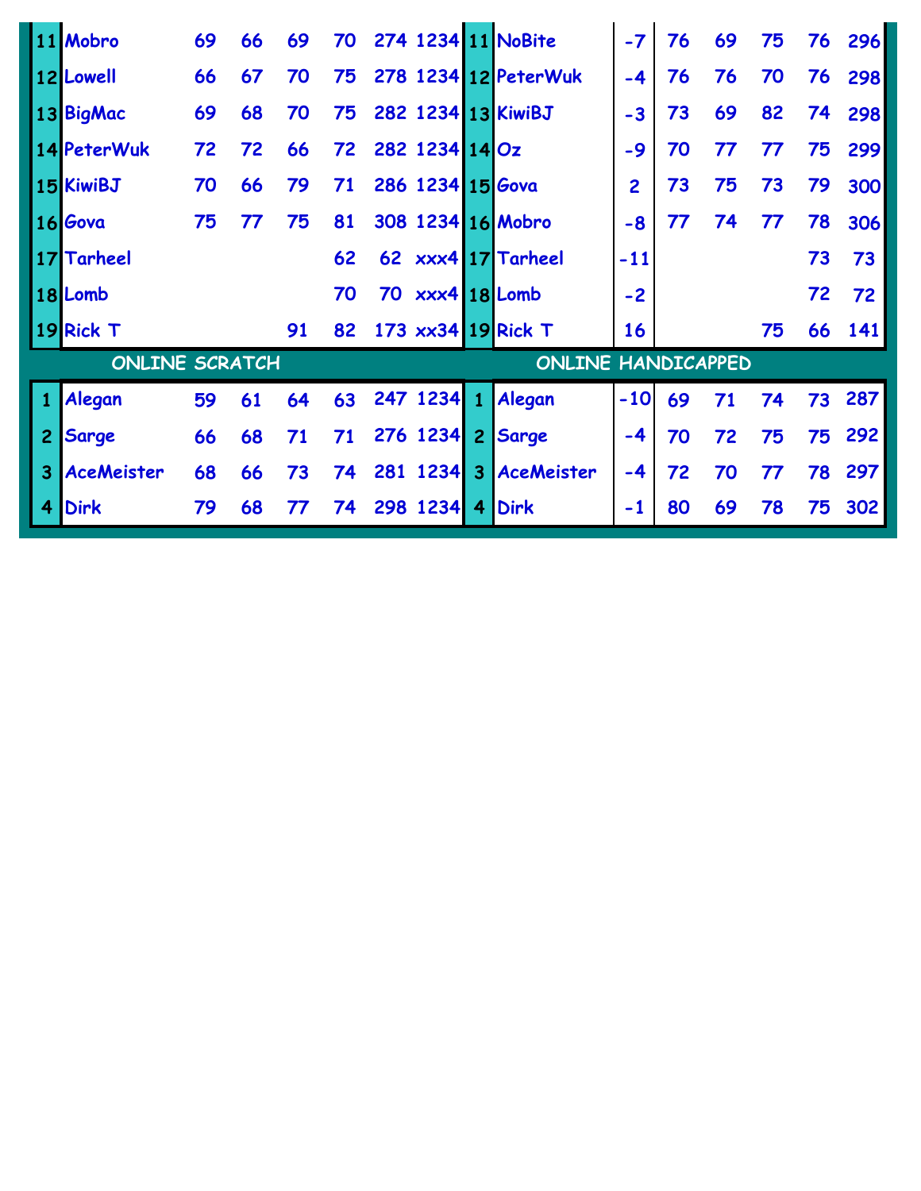| | | | | | | | | | | | | | | | | |
|---|---|---|---|---|---|---|---|---|---|---|---|---|---|---|---|---|
| 11 | Mobro | 69 | 66 | 69 | 70 | 274 | 1234 | 11 | NoBite | -7 | 76 | 69 | 75 | 76 | 296 |
| 12 | Lowell | 66 | 67 | 70 | 75 | 278 | 1234 | 12 | PeterWuk | -4 | 76 | 76 | 70 | 76 | 298 |
| 13 | BigMac | 69 | 68 | 70 | 75 | 282 | 1234 | 13 | KiwiBJ | -3 | 73 | 69 | 82 | 74 | 298 |
| 14 | PeterWuk | 72 | 72 | 66 | 72 | 282 | 1234 | 14 | Oz | -9 | 70 | 77 | 77 | 75 | 299 |
| 15 | KiwiBJ | 70 | 66 | 79 | 71 | 286 | 1234 | 15 | Gova | 2 | 73 | 75 | 73 | 79 | 300 |
| 16 | Gova | 75 | 77 | 75 | 81 | 308 | 1234 | 16 | Mobro | -8 | 77 | 74 | 77 | 78 | 306 |
| 17 | Tarheel | | | | 62 | 62 | xxx4 | 17 | Tarheel | -11 | | | | 73 | 73 |
| 18 | Lomb | | | | 70 | 70 | xxx4 | 18 | Lomb | -2 | | | | 72 | 72 |
| 19 | Rick T | | | 91 | 82 | 173 | xx34 | 19 | Rick T | 16 | | | 75 | 66 | 141 |

| ONLINE SCRATCH | | | | | | | | ONLINE HANDICAPPED | | | | | | | |
|---|---|---|---|---|---|---|---|---|---|---|---|---|---|---|---|
| 1 | Alegan | 59 | 61 | 64 | 63 | 247 | 1234 | 1 | Alegan | -10 | 69 | 71 | 74 | 73 | 287 |
| 2 | Sarge | 66 | 68 | 71 | 71 | 276 | 1234 | 2 | Sarge | -4 | 70 | 72 | 75 | 75 | 292 |
| 3 | AceMeister | 68 | 66 | 73 | 74 | 281 | 1234 | 3 | AceMeister | -4 | 72 | 70 | 77 | 78 | 297 |
| 4 | Dirk | 79 | 68 | 77 | 74 | 298 | 1234 | 4 | Dirk | -1 | 80 | 69 | 78 | 75 | 302 |